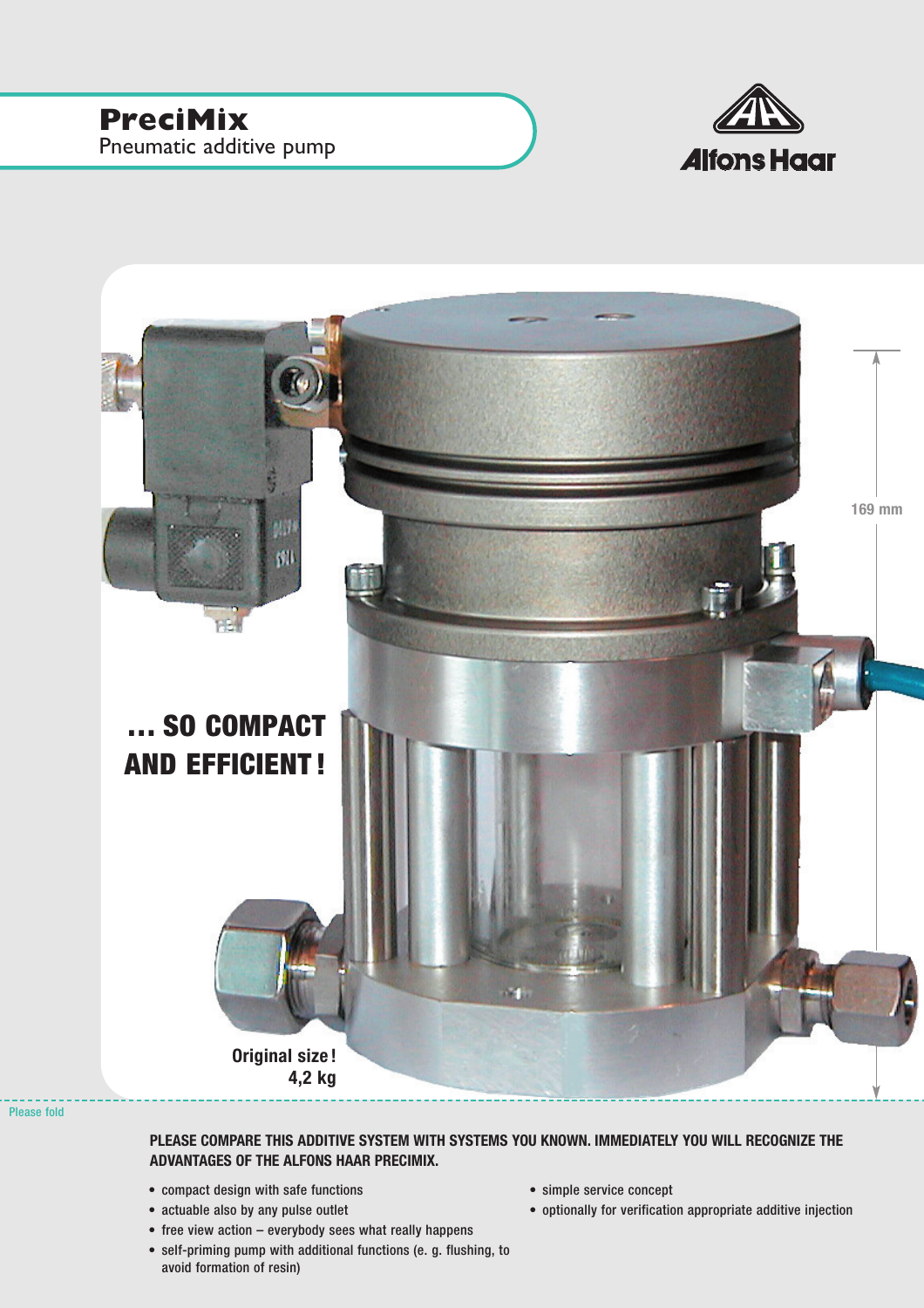# PreciMix

Pneumatic additive pump

Alfons Haar

169 mm

... SO COMPACT AND EFFICIENT!

Original size!
4,2 kg

Please fold

**PLEASE COMPARE THIS ADDITIVE SYSTEM WITH SYSTEMS YOU KNOWN. IMMEDIATELY YOU WILL RECOGNIZE THE ADVANTAGES OF THE ALFONS HAAR PRECIMIX.**

- compact design with safe functions
- actuable also by any pulse outlet
- free view action – everybody sees what really happens
- self-priming pump with additional functions (e. g. flushing, to avoid formation of resin)
- simple service concept
- optionally for verification appropriate additive injection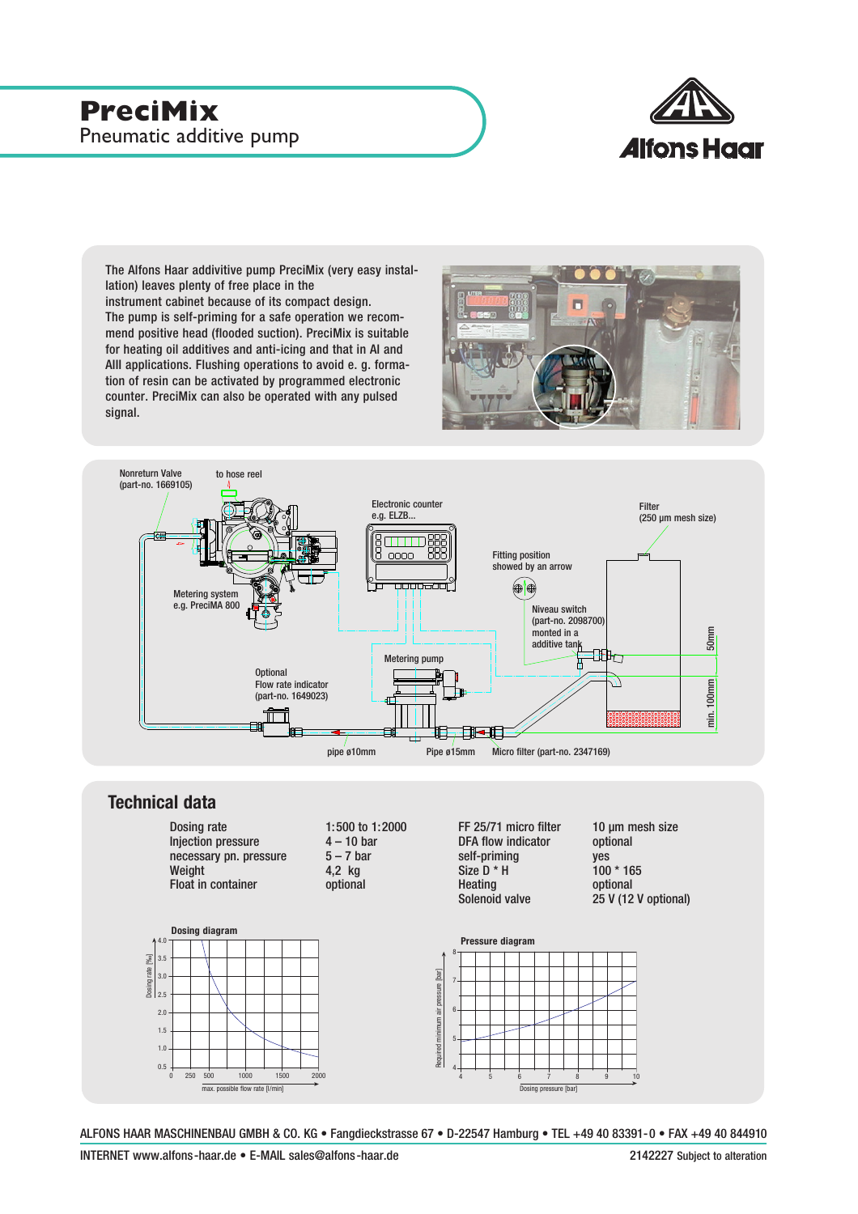# PreciMix
Pneumatic additive pump

Alfons Haar

The Alfons Haar addivitive pump PreciMix (very easy installation) leaves plenty of free place in the instrument cabinet because of its compact design. The pump is self-priming for a safe operation we recommend positive head (flooded suction). PreciMix is suitable for heating oil additives and anti-icing and that in AI and AIII applications. Flushing operations to avoid e. g. formation of resin can be activated by programmed electronic counter. PreciMix can also be operated with any pulsed signal.

Nonreturn Valve (part-no. 1669105)

to hose reel

Electronic counter e.g. ELZB...

Filter (250 µm mesh size)

Fitting position showed by an arrow

Metering system e.g. PreciMA 800

Niveau switch (part-no. 2098700) monted in a additive tank

Metering pump

Optional Flow rate indicator (part-no. 1649023)

50mm

min. 100mm

pipe ø10mm

Pipe ø15mm

Micro filter (part-no. 2347169)

## Technical data

| | | | |
|---|---|---|---|
| Dosing rate | 1:500 to 1:2000 | FF 25/71 micro filter | 10 µm mesh size |
| Injection pressure | 4 – 10 bar | DFA flow indicator | optional |
| necessary pn. pressure | 5 – 7 bar | self-priming | yes |
| Weight | 4,2 kg | Size D * H | 100 * 165 |
| Float in container | optional | Heating | optional |
| | | Solenoid valve | 25 V (12 V optional) |

**Dosing diagram**

Dosing rate [‰]

4.0
3.5
3.0
2.5
2.0
1.5
1.0
0.5

0 250 500 1000 1500 2000

max. possible flow rate [l/min]

**Pressure diagram**

Required minimum air pressure [bar]

8
7
6
5
4

4 5 6 7 8 9 10

Dosing pressure [bar]

ALFONS HAAR MASCHINENBAU GMBH & CO. KG • Fangdieckstrasse 67 • D-22547 Hamburg • TEL +49 40 83391-0 • FAX +49 40 844910

INTERNET www.alfons-haar.de • E-MAIL sales@alfons-haar.de

2142227 Subject to alteration